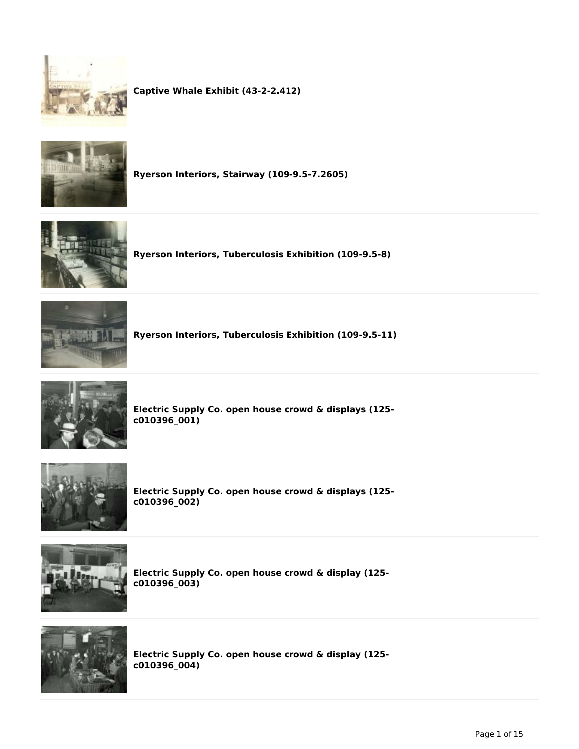**Captive Whale Exhibit (43-2-2.412)**

---

**Ryerson Interiors, Stairway (109-9.5-7.2605)**

---

**Ryerson Interiors, Tuberculosis Exhibition (109-9.5-8)**

---

**Ryerson Interiors, Tuberculosis Exhibition (109-9.5-11)**

---

**Electric Supply Co. open house crowd & displays (125-c010396_001)**

---

**Electric Supply Co. open house crowd & displays (125-c010396_002)**

---

**Electric Supply Co. open house crowd & display (125-c010396_003)**

---

**Electric Supply Co. open house crowd & display (125-c010396_004)**

---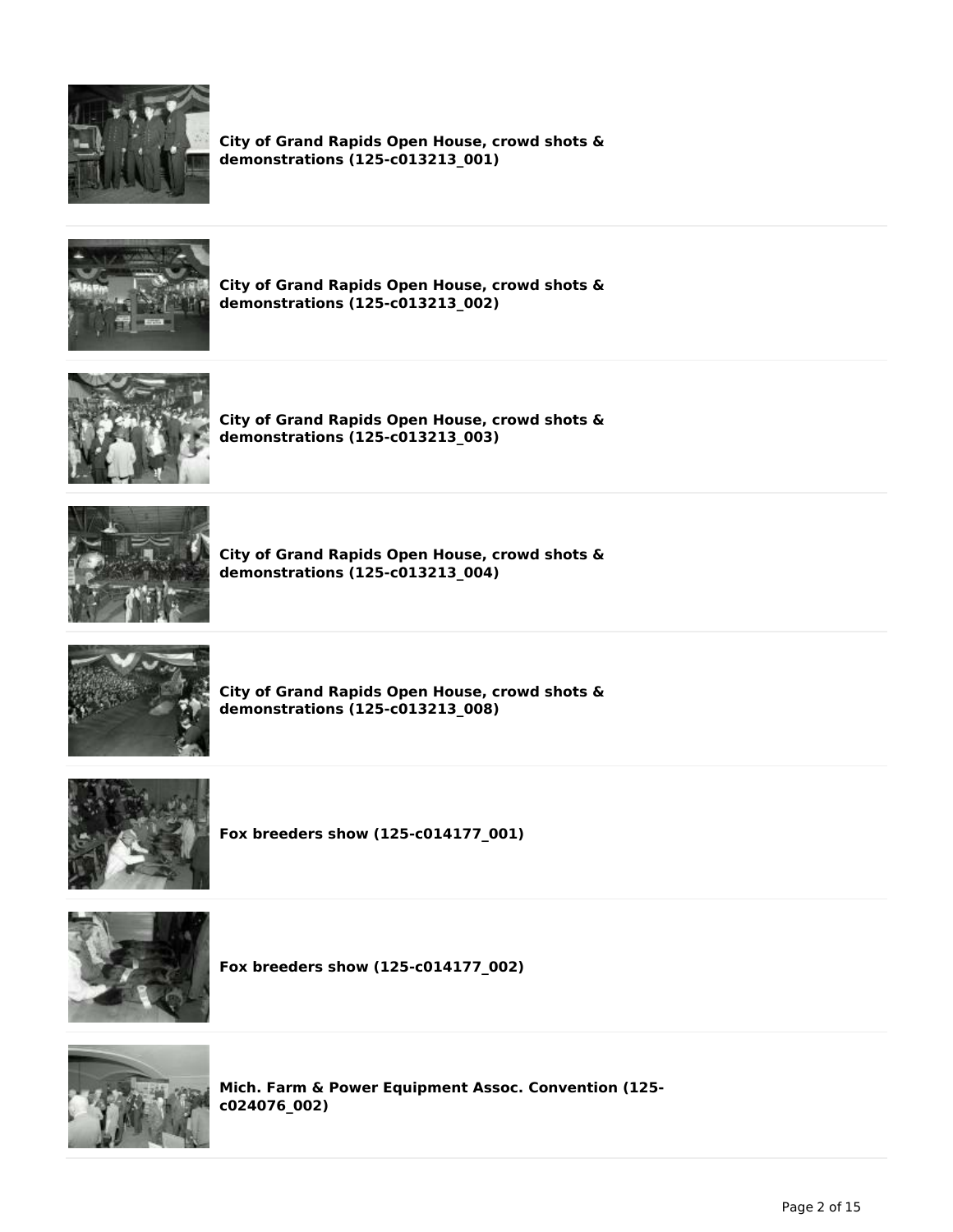**City of Grand Rapids Open House, crowd shots & demonstrations (125-c013213_001)**

---

**City of Grand Rapids Open House, crowd shots & demonstrations (125-c013213_002)**

---

**City of Grand Rapids Open House, crowd shots & demonstrations (125-c013213_003)**

---

**City of Grand Rapids Open House, crowd shots & demonstrations (125-c013213_004)**

---

**City of Grand Rapids Open House, crowd shots & demonstrations (125-c013213_008)**

---

**Fox breeders show (125-c014177_001)**

---

**Fox breeders show (125-c014177_002)**

---

**Mich. Farm & Power Equipment Assoc. Convention (125-c024076_002)**

---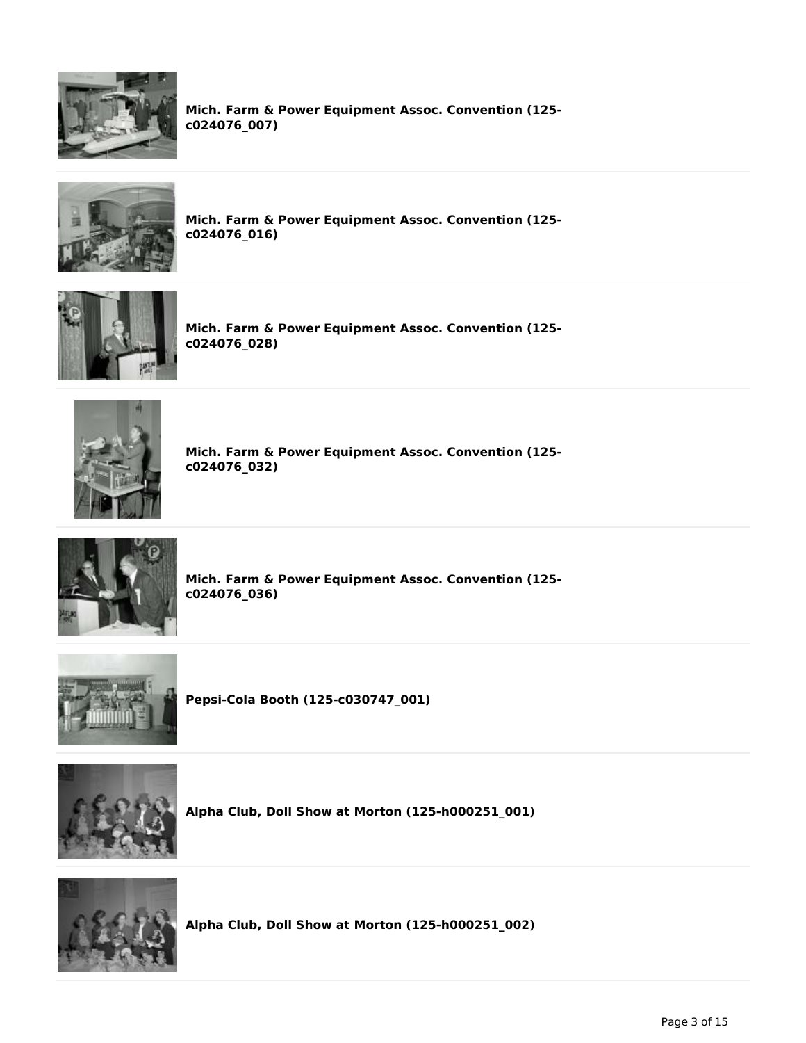**Mich. Farm & Power Equipment Assoc. Convention (125-c024076_007)**

**Mich. Farm & Power Equipment Assoc. Convention (125-c024076_016)**

**Mich. Farm & Power Equipment Assoc. Convention (125-c024076_028)**

**Mich. Farm & Power Equipment Assoc. Convention (125-c024076_032)**

**Mich. Farm & Power Equipment Assoc. Convention (125-c024076_036)**

**Pepsi-Cola Booth (125-c030747_001)**

**Alpha Club, Doll Show at Morton (125-h000251_001)**

**Alpha Club, Doll Show at Morton (125-h000251_002)**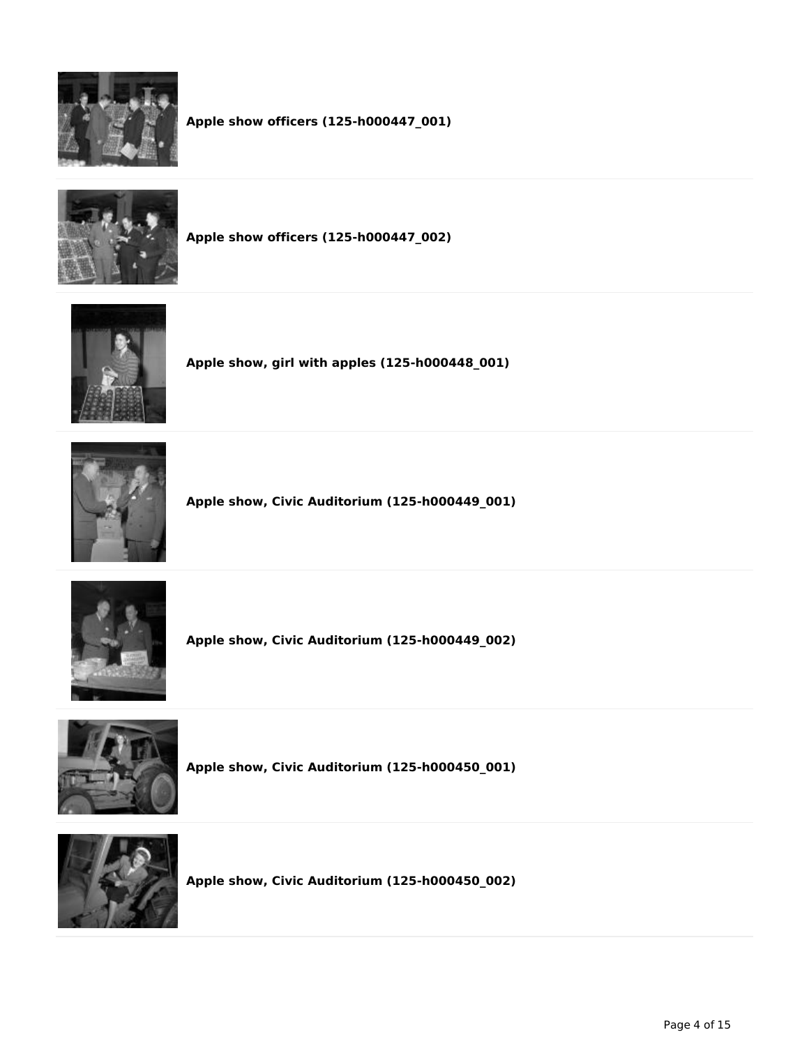**Apple show officers (125-h000447_001)**

**Apple show officers (125-h000447_002)**

**Apple show, girl with apples (125-h000448_001)**

**Apple show, Civic Auditorium (125-h000449_001)**

**Apple show, Civic Auditorium (125-h000449_002)**

**Apple show, Civic Auditorium (125-h000450_001)**

**Apple show, Civic Auditorium (125-h000450_002)**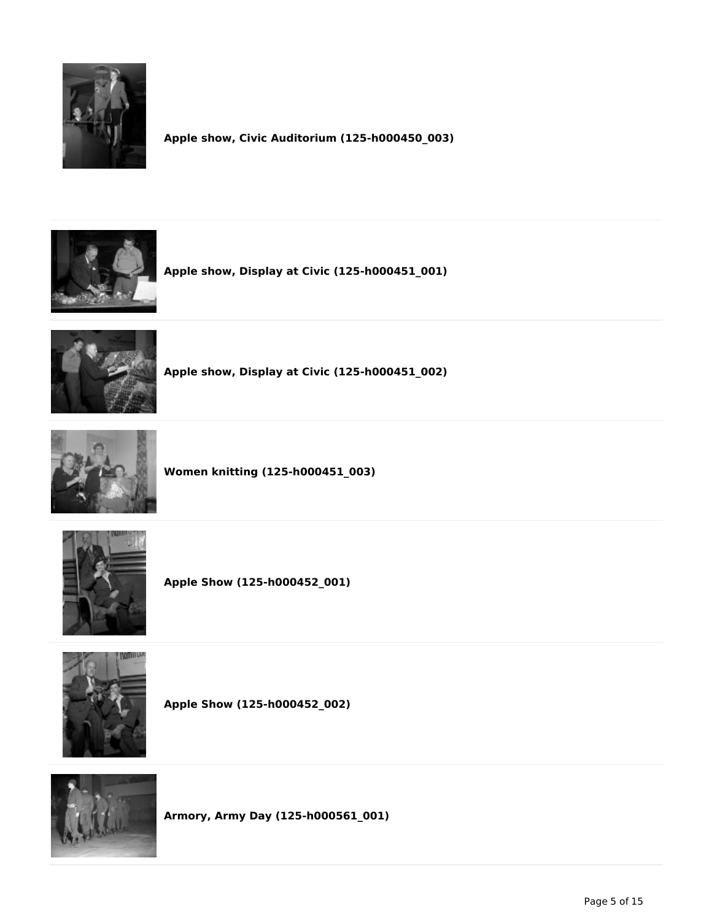**Apple show, Civic Auditorium (125-h000450_003)**

---

**Apple show, Display at Civic (125-h000451_001)**

---

**Apple show, Display at Civic (125-h000451_002)**

---

**Women knitting (125-h000451_003)**

---

**Apple Show (125-h000452_001)**

---

**Apple Show (125-h000452_002)**

---

**Armory, Army Day (125-h000561_001)**

---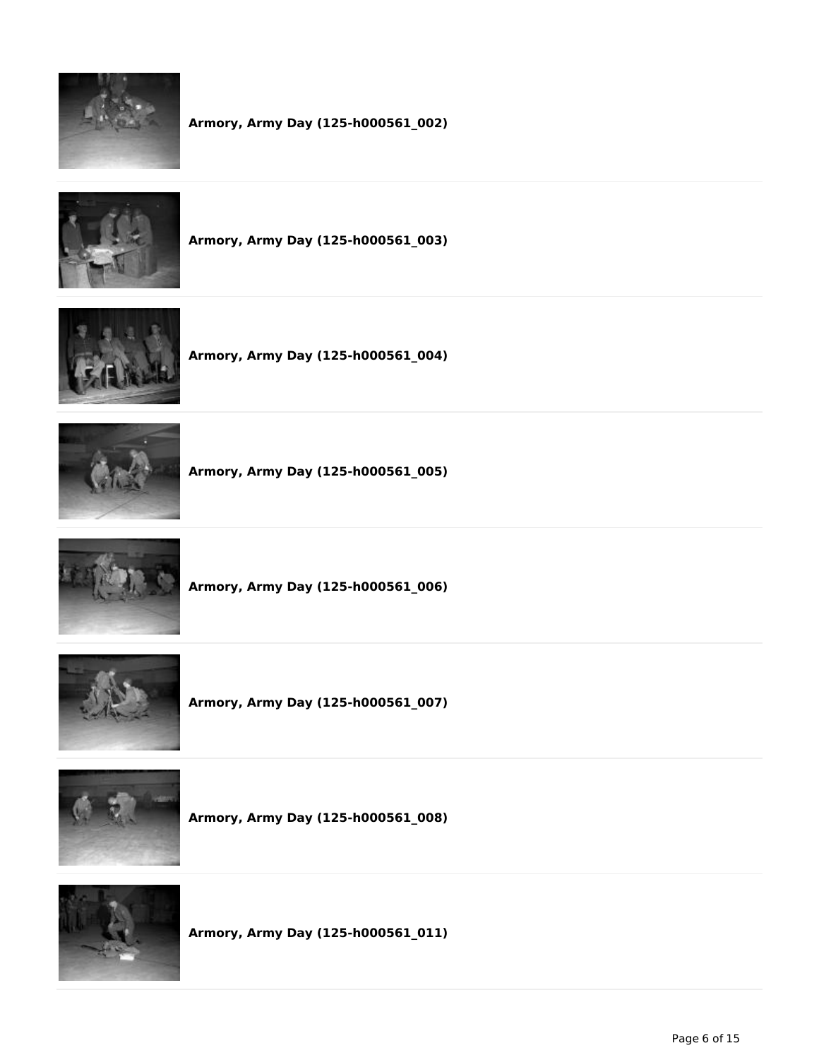**Armory, Army Day (125-h000561_002)**

**Armory, Army Day (125-h000561_003)**

**Armory, Army Day (125-h000561_004)**

**Armory, Army Day (125-h000561_005)**

**Armory, Army Day (125-h000561_006)**

**Armory, Army Day (125-h000561_007)**

**Armory, Army Day (125-h000561_008)**

**Armory, Army Day (125-h000561_011)**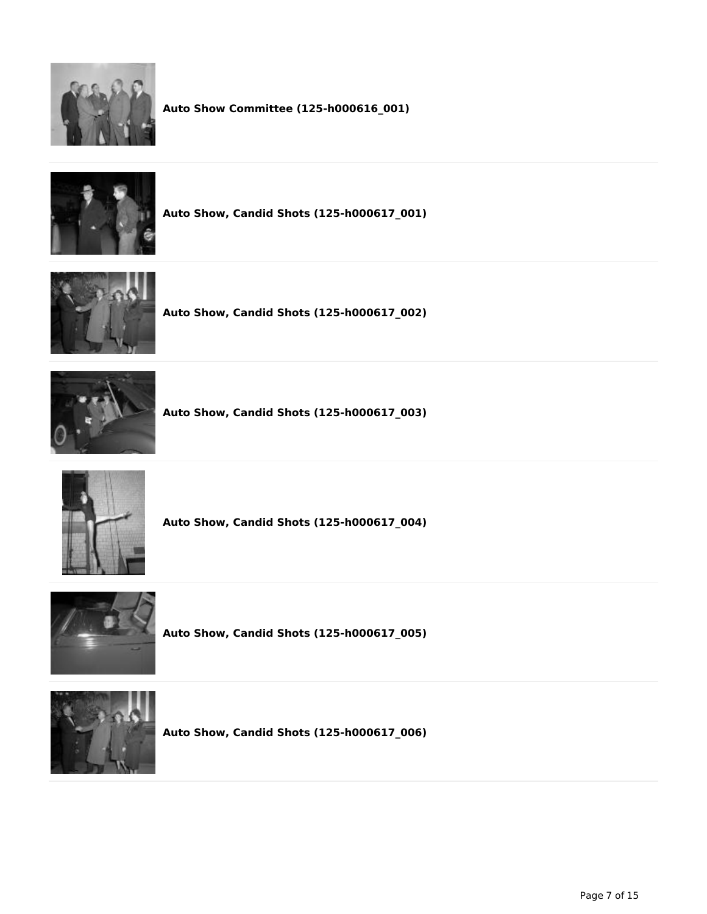**Auto Show Committee (125-h000616_001)**

**Auto Show, Candid Shots (125-h000617_001)**

**Auto Show, Candid Shots (125-h000617_002)**

**Auto Show, Candid Shots (125-h000617_003)**

**Auto Show, Candid Shots (125-h000617_004)**

**Auto Show, Candid Shots (125-h000617_005)**

**Auto Show, Candid Shots (125-h000617_006)**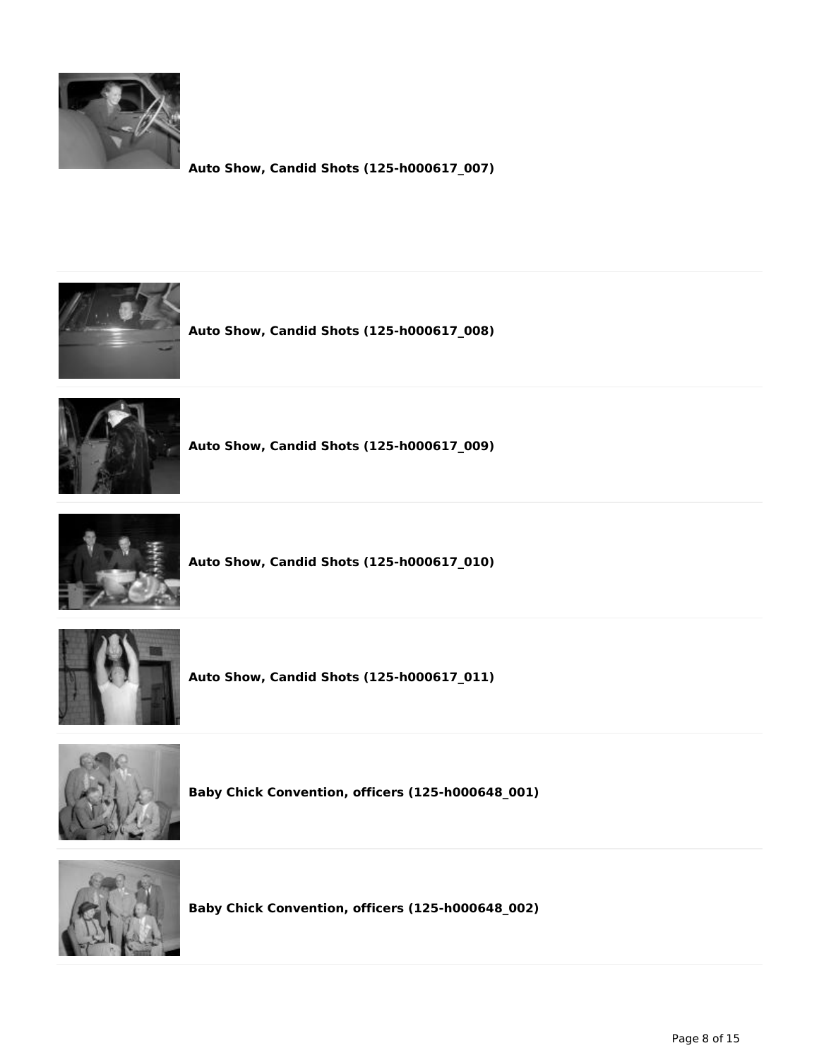**Auto Show, Candid Shots (125-h000617_007)**

**Auto Show, Candid Shots (125-h000617_008)**

**Auto Show, Candid Shots (125-h000617_009)**

**Auto Show, Candid Shots (125-h000617_010)**

**Auto Show, Candid Shots (125-h000617_011)**

**Baby Chick Convention, officers (125-h000648_001)**

**Baby Chick Convention, officers (125-h000648_002)**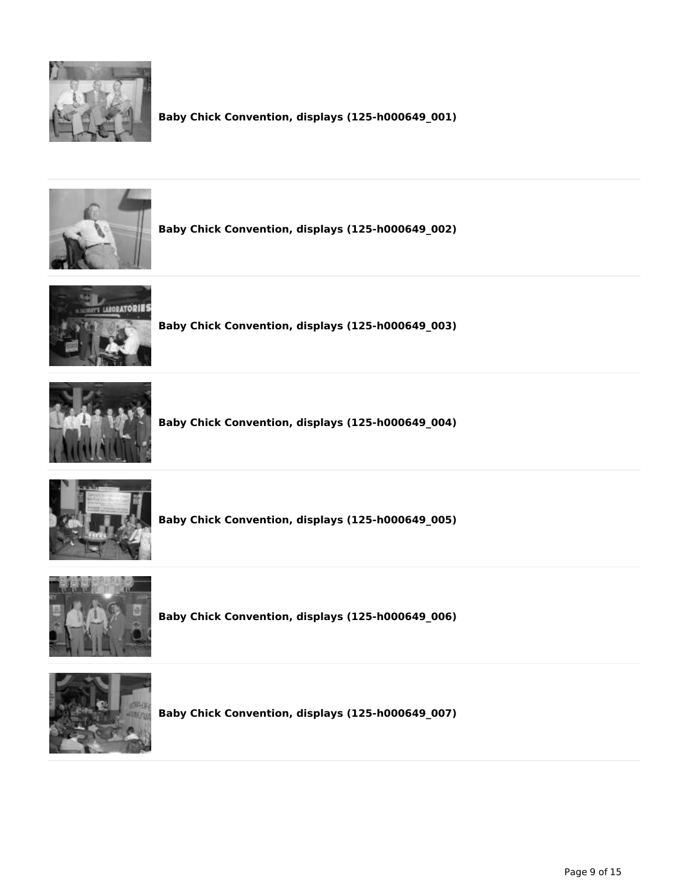**Baby Chick Convention, displays (125-h000649_001)**

---

**Baby Chick Convention, displays (125-h000649_002)**

---

**Baby Chick Convention, displays (125-h000649_003)**

---

**Baby Chick Convention, displays (125-h000649_004)**

---

**Baby Chick Convention, displays (125-h000649_005)**

---

**Baby Chick Convention, displays (125-h000649_006)**

---

**Baby Chick Convention, displays (125-h000649_007)**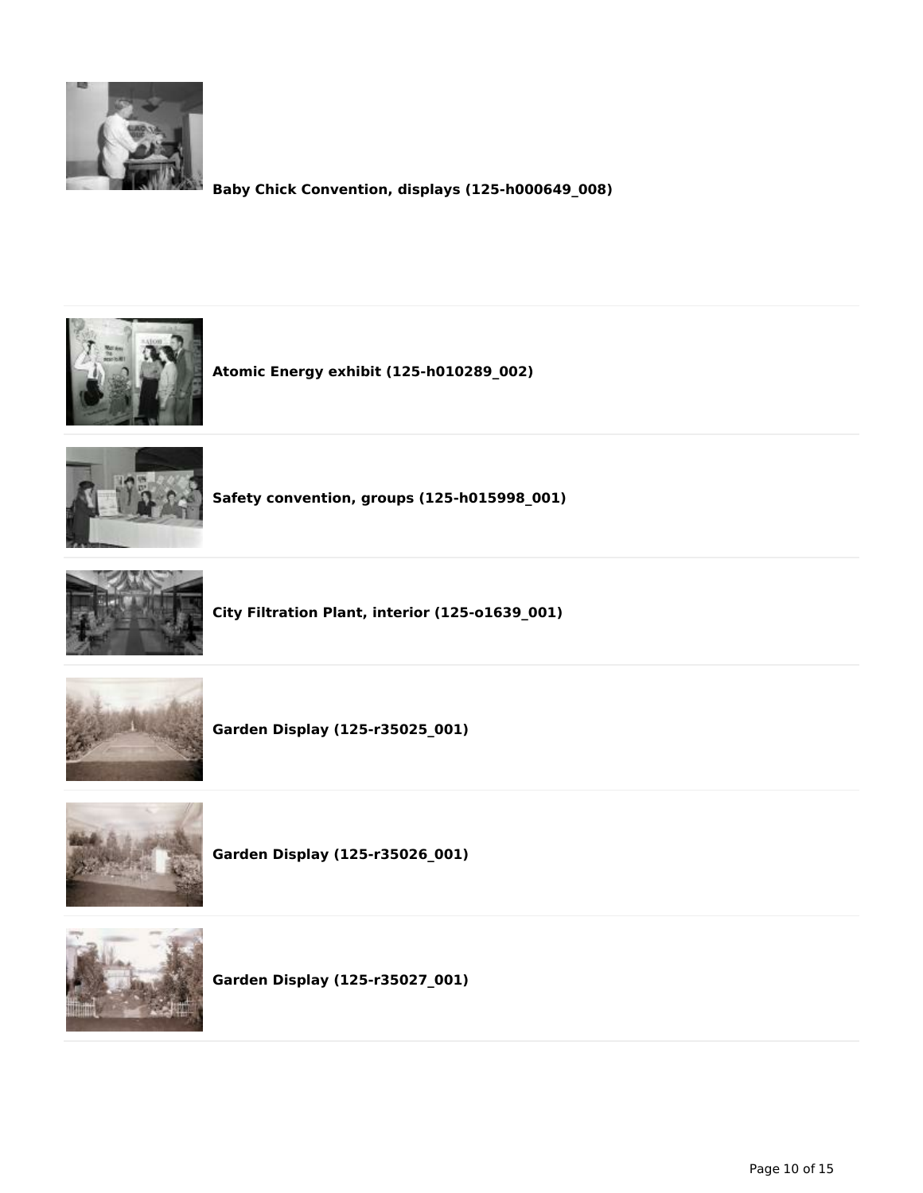**Baby Chick Convention, displays (125-h000649_008)**

**Atomic Energy exhibit (125-h010289_002)**

**Safety convention, groups (125-h015998_001)**

**City Filtration Plant, interior (125-o1639_001)**

**Garden Display (125-r35025_001)**

**Garden Display (125-r35026_001)**

**Garden Display (125-r35027_001)**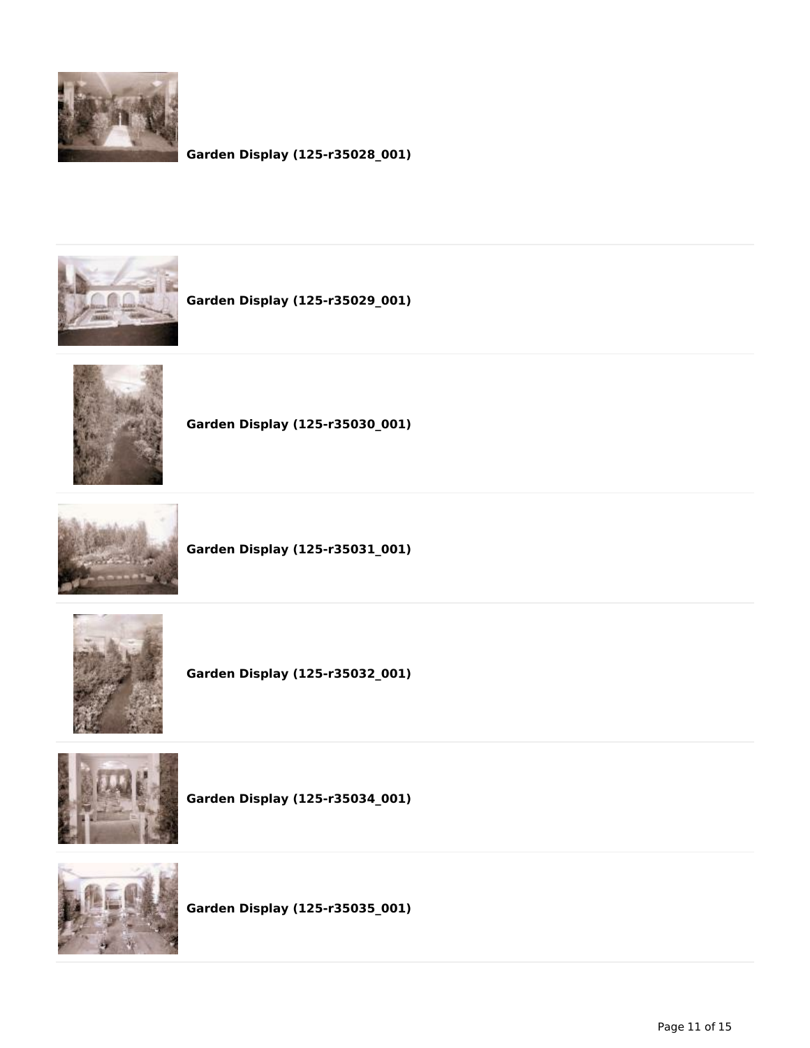**Garden Display (125-r35028_001)**

**Garden Display (125-r35029_001)**

**Garden Display (125-r35030_001)**

**Garden Display (125-r35031_001)**

**Garden Display (125-r35032_001)**

**Garden Display (125-r35034_001)**

**Garden Display (125-r35035_001)**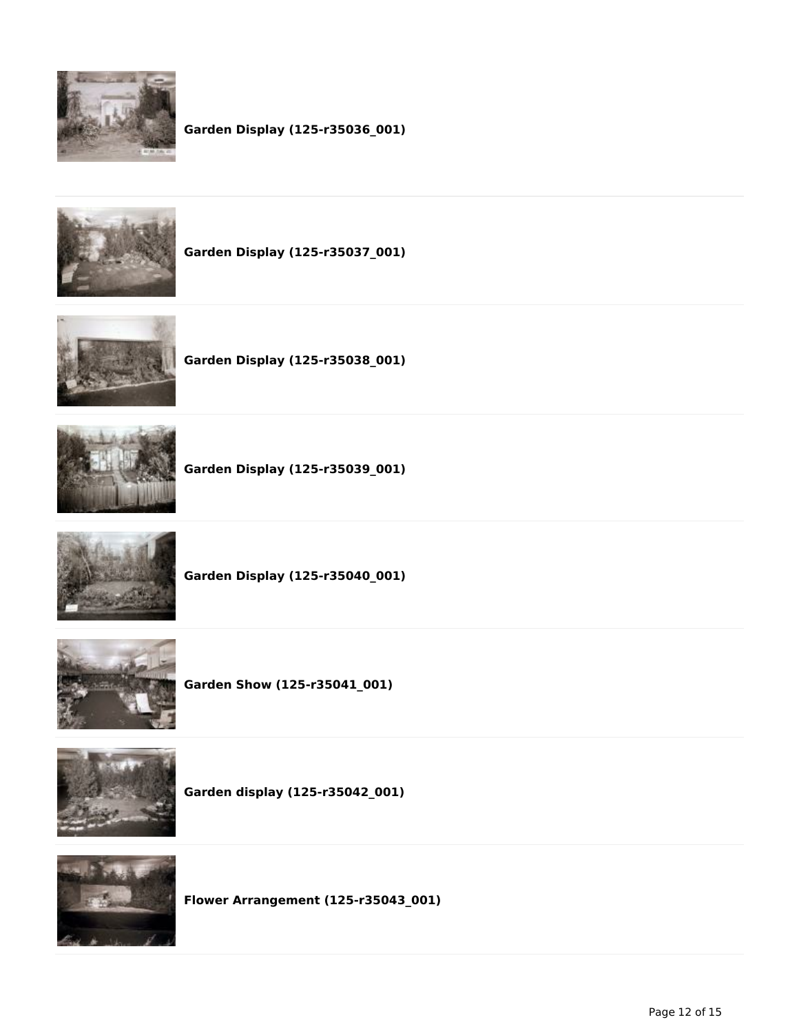**Garden Display (125-r35036_001)**

---

**Garden Display (125-r35037_001)**

---

**Garden Display (125-r35038_001)**

---

**Garden Display (125-r35039_001)**

---

**Garden Display (125-r35040_001)**

---

**Garden Show (125-r35041_001)**

---

**Garden display (125-r35042_001)**

---

**Flower Arrangement (125-r35043_001)**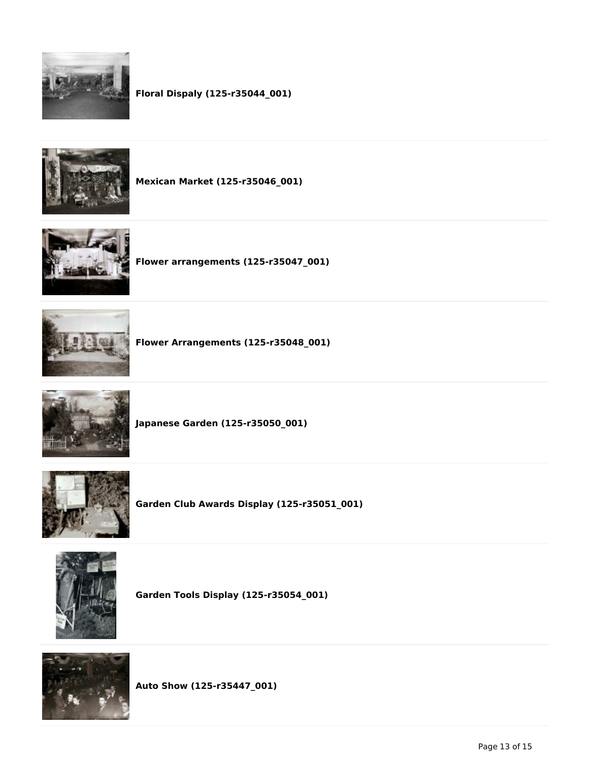**Floral Dispaly (125-r35044_001)**

**Mexican Market (125-r35046_001)**

**Flower arrangements (125-r35047_001)**

**Flower Arrangements (125-r35048_001)**

**Japanese Garden (125-r35050_001)**

**Garden Club Awards Display (125-r35051_001)**

**Garden Tools Display (125-r35054_001)**

**Auto Show (125-r35447_001)**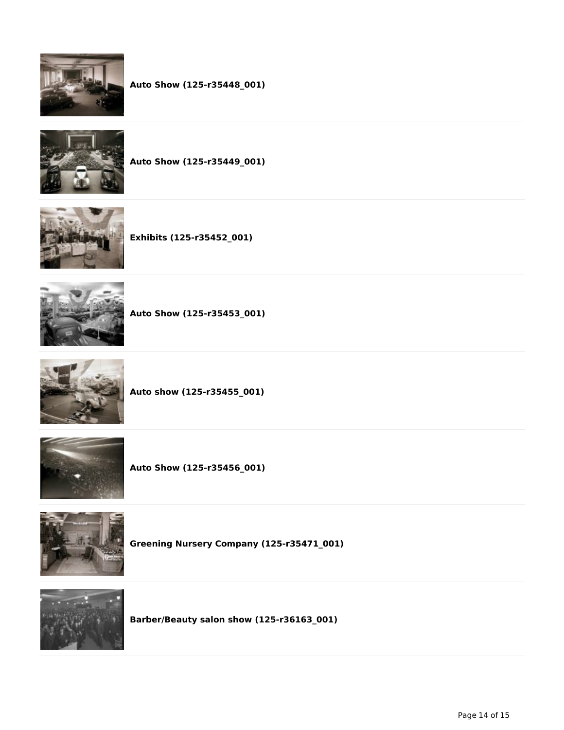**Auto Show (125-r35448_001)**

**Auto Show (125-r35449_001)**

**Exhibits (125-r35452_001)**

**Auto Show (125-r35453_001)**

**Auto show (125-r35455_001)**

**Auto Show (125-r35456_001)**

**Greening Nursery Company (125-r35471_001)**

**Barber/Beauty salon show (125-r36163_001)**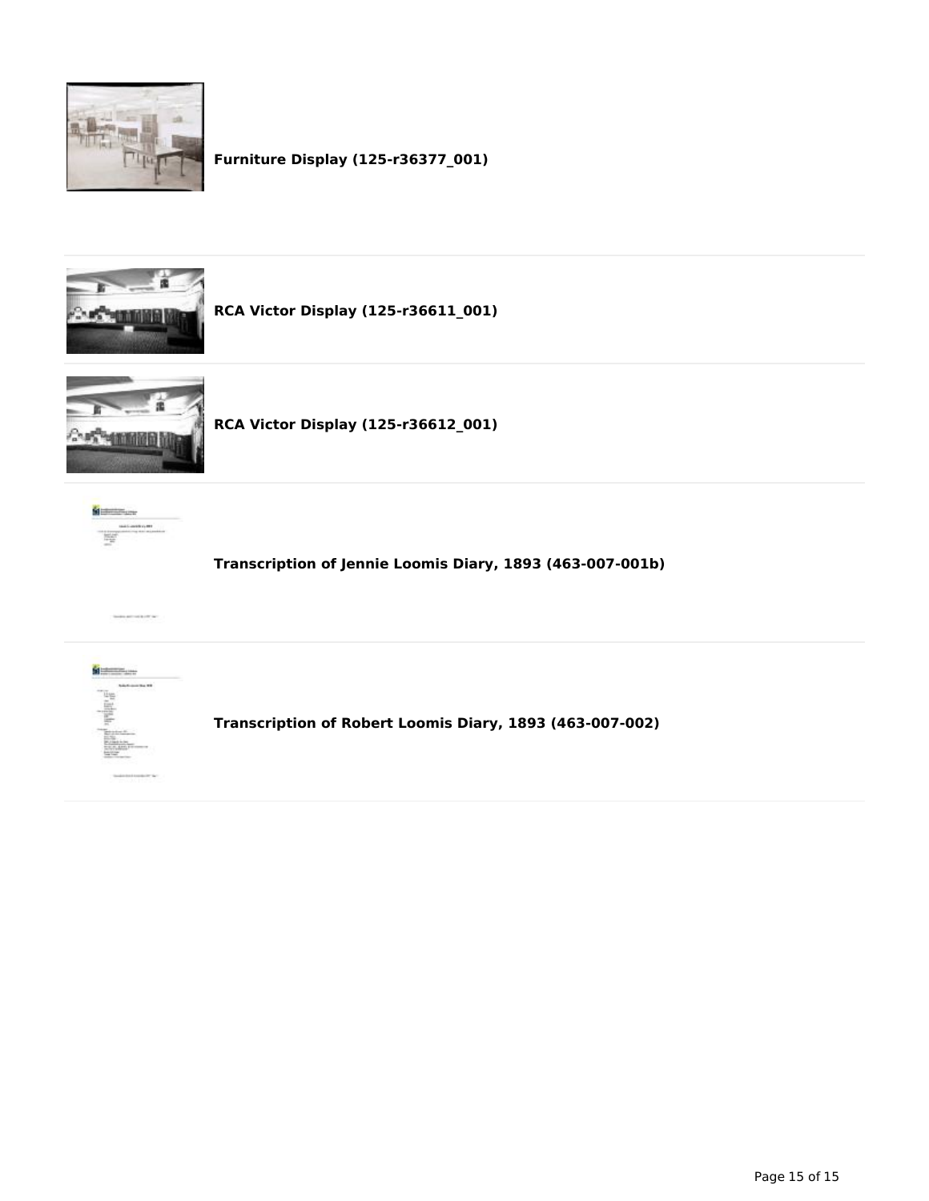**Furniture Display (125-r36377_001)**

**RCA Victor Display (125-r36611_001)**

**RCA Victor Display (125-r36612_001)**

**Transcription of Jennie Loomis Diary, 1893 (463-007-001b)**

**Transcription of Robert Loomis Diary, 1893 (463-007-002)**